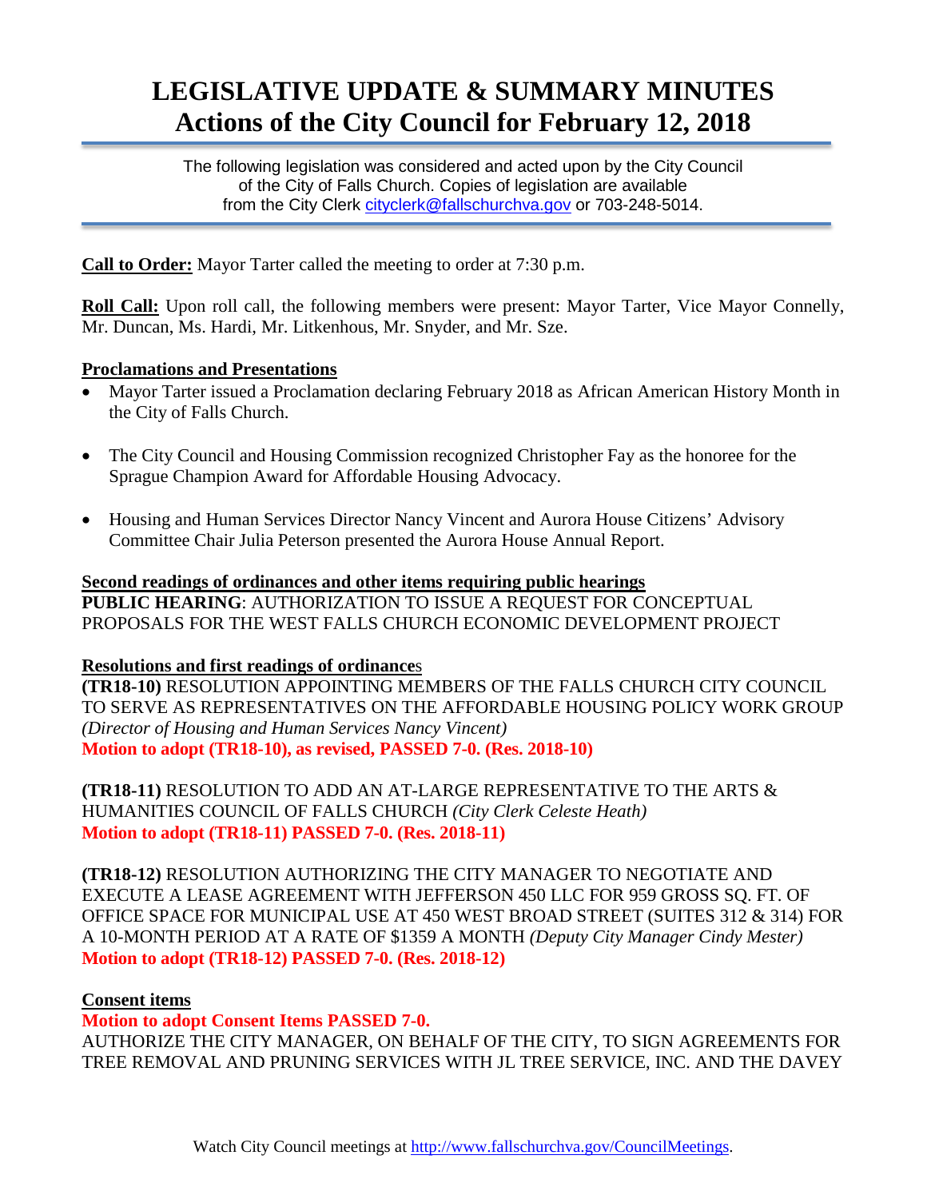# LEGISLATIVE UPDATE & SUMMARY MINUTES
# Actions of the City Council for February 12, 2018

The following legislation was considered and acted upon by the City Council of the City of Falls Church. Copies of legislation are available from the City Clerk cityclerk@fallschurchva.gov or 703-248-5014.

**Call to Order:** Mayor Tarter called the meeting to order at 7:30 p.m.

**Roll Call:** Upon roll call, the following members were present: Mayor Tarter, Vice Mayor Connelly, Mr. Duncan, Ms. Hardi, Mr. Litkenhous, Mr. Snyder, and Mr. Sze.

**Proclamations and Presentations**

- Mayor Tarter issued a Proclamation declaring February 2018 as African American History Month in the City of Falls Church.
- The City Council and Housing Commission recognized Christopher Fay as the honoree for the Sprague Champion Award for Affordable Housing Advocacy.
- Housing and Human Services Director Nancy Vincent and Aurora House Citizens' Advisory Committee Chair Julia Peterson presented the Aurora House Annual Report.

**Second readings of ordinances and other items requiring public hearings**
**PUBLIC HEARING**: AUTHORIZATION TO ISSUE A REQUEST FOR CONCEPTUAL PROPOSALS FOR THE WEST FALLS CHURCH ECONOMIC DEVELOPMENT PROJECT

**Resolutions and first readings of ordinances**
**(TR18-10)** RESOLUTION APPOINTING MEMBERS OF THE FALLS CHURCH CITY COUNCIL TO SERVE AS REPRESENTATIVES ON THE AFFORDABLE HOUSING POLICY WORK GROUP *(Director of Housing and Human Services Nancy Vincent)*
**Motion to adopt (TR18-10), as revised, PASSED 7-0. (Res. 2018-10)**

**(TR18-11)** RESOLUTION TO ADD AN AT-LARGE REPRESENTATIVE TO THE ARTS & HUMANITIES COUNCIL OF FALLS CHURCH *(City Clerk Celeste Heath)*
**Motion to adopt (TR18-11) PASSED 7-0. (Res. 2018-11)**

**(TR18-12)** RESOLUTION AUTHORIZING THE CITY MANAGER TO NEGOTIATE AND EXECUTE A LEASE AGREEMENT WITH JEFFERSON 450 LLC FOR 959 GROSS SQ. FT. OF OFFICE SPACE FOR MUNICIPAL USE AT 450 WEST BROAD STREET (SUITES 312 & 314) FOR A 10-MONTH PERIOD AT A RATE OF $1359 A MONTH *(Deputy City Manager Cindy Mester)*
**Motion to adopt (TR18-12) PASSED 7-0. (Res. 2018-12)**

**Consent items**
**Motion to adopt Consent Items PASSED 7-0.**
AUTHORIZE THE CITY MANAGER, ON BEHALF OF THE CITY, TO SIGN AGREEMENTS FOR TREE REMOVAL AND PRUNING SERVICES WITH JL TREE SERVICE, INC. AND THE DAVEY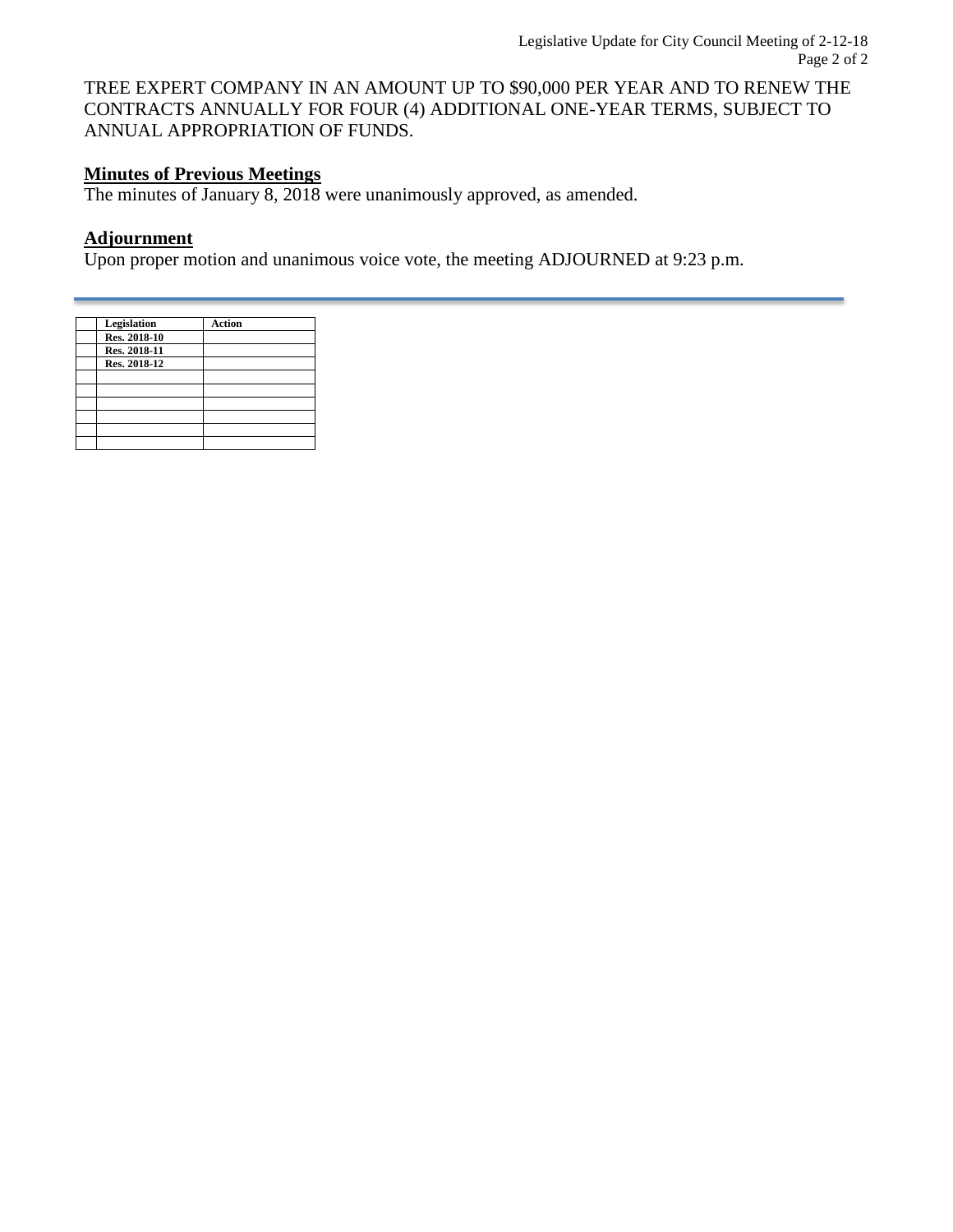TREE EXPERT COMPANY IN AN AMOUNT UP TO $90,000 PER YEAR AND TO RENEW THE CONTRACTS ANNUALLY FOR FOUR (4) ADDITIONAL ONE-YEAR TERMS, SUBJECT TO ANNUAL APPROPRIATION OF FUNDS.

**Minutes of Previous Meetings**

The minutes of January 8, 2018 were unanimously approved, as amended.

**Adjournment**

Upon proper motion and unanimous voice vote, the meeting ADJOURNED at 9:23 p.m.

---

| | Legislation | Action |
|---|---|---|
| | Res. 2018-10 | |
| | Res. 2018-11 | |
| | Res. 2018-12 | |
| | | |
| | | |
| | | |
| | | |
| | | |
| | | |